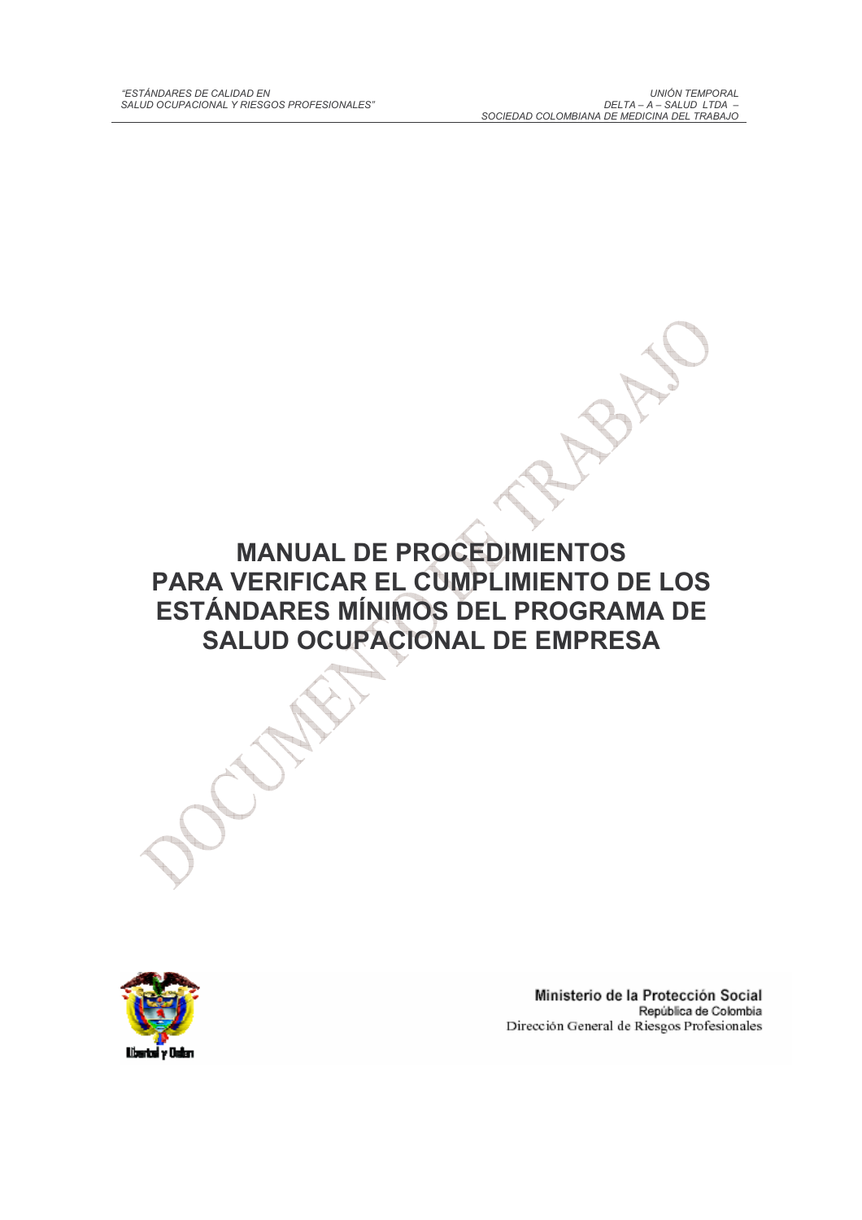# MANUAL DE PROCEDIMIENTOS PARA VERIFICAR EL CUMPLIMIENTO DE LOS ESTÁNDARES MÍNIMOS DEL PROGRAMA DE SALUD OCUPACIONAL DE EMPRESA

DOCUMENTO DE TRABAJO

Ministerio de la Protección Social
República de Colombia
Dirección General de Riesgos Profesionales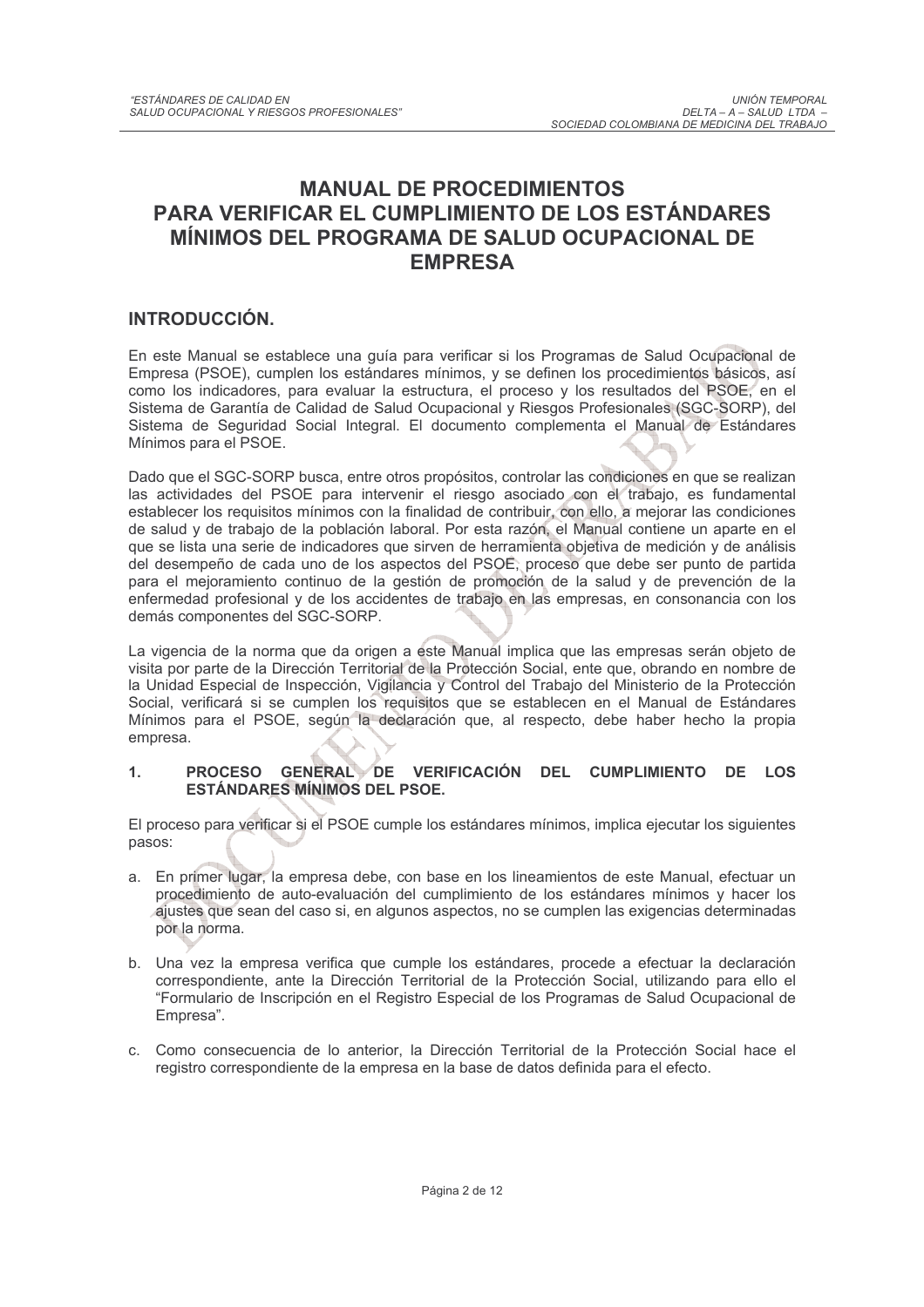# MANUAL DE PROCEDIMIENTOS PARA VERIFICAR EL CUMPLIMIENTO DE LOS ESTÁNDARES MÍNIMOS DEL PROGRAMA DE SALUD OCUPACIONAL DE EMPRESA

## INTRODUCCIÓN.

En este Manual se establece una guía para verificar si los Programas de Salud Ocupacional de Empresa (PSOE), cumplen los estándares mínimos, y se definen los procedimientos básicos, así como los indicadores, para evaluar la estructura, el proceso y los resultados del PSOE, en el Sistema de Garantía de Calidad de Salud Ocupacional y Riesgos Profesionales (SGC-SORP), del Sistema de Seguridad Social Integral. El documento complementa el Manual de Estándares Mínimos para el PSOE.

Dado que el SGC-SORP busca, entre otros propósitos, controlar las condiciones en que se realizan las actividades del PSOE para intervenir el riesgo asociado con el trabajo, es fundamental establecer los requisitos mínimos con la finalidad de contribuir, con ello, a mejorar las condiciones de salud y de trabajo de la población laboral. Por esta razón, el Manual contiene un aparte en el que se lista una serie de indicadores que sirven de herramienta objetiva de medición y de análisis del desempeño de cada uno de los aspectos del PSOE, proceso que debe ser punto de partida para el mejoramiento continuo de la gestión de promoción de la salud y de prevención de la enfermedad profesional y de los accidentes de trabajo en las empresas, en consonancia con los demás componentes del SGC-SORP.

La vigencia de la norma que da origen a este Manual implica que las empresas serán objeto de visita por parte de la Dirección Territorial de la Protección Social, ente que, obrando en nombre de la Unidad Especial de Inspección, Vigilancia y Control del Trabajo del Ministerio de la Protección Social, verificará si se cumplen los requisitos que se establecen en el Manual de Estándares Mínimos para el PSOE, según la declaración que, al respecto, debe haber hecho la propia empresa.

### 1. PROCESO GENERAL DE VERIFICACIÓN DEL CUMPLIMIENTO DE LOS ESTÁNDARES MÍNIMOS DEL PSOE.

El proceso para verificar si el PSOE cumple los estándares mínimos, implica ejecutar los siguientes pasos:

a. En primer lugar, la empresa debe, con base en los lineamientos de este Manual, efectuar un procedimiento de auto-evaluación del cumplimiento de los estándares mínimos y hacer los ajustes que sean del caso si, en algunos aspectos, no se cumplen las exigencias determinadas por la norma.

b. Una vez la empresa verifica que cumple los estándares, procede a efectuar la declaración correspondiente, ante la Dirección Territorial de la Protección Social, utilizando para ello el "Formulario de Inscripción en el Registro Especial de los Programas de Salud Ocupacional de Empresa".

c. Como consecuencia de lo anterior, la Dirección Territorial de la Protección Social hace el registro correspondiente de la empresa en la base de datos definida para el efecto.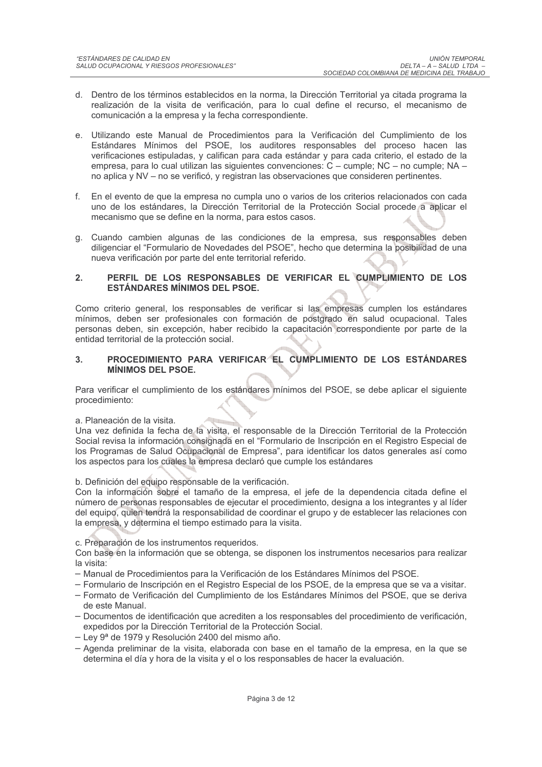d. Dentro de los términos establecidos en la norma, la Dirección Territorial ya citada programa la realización de la visita de verificación, para lo cual define el recurso, el mecanismo de comunicación a la empresa y la fecha correspondiente.

e. Utilizando este Manual de Procedimientos para la Verificación del Cumplimiento de los Estándares Mínimos del PSOE, los auditores responsables del proceso hacen las verificaciones estipuladas, y califican para cada estándar y para cada criterio, el estado de la empresa, para lo cual utilizan las siguientes convenciones: C – cumple; NC – no cumple; NA – no aplica y NV – no se verificó, y registran las observaciones que consideren pertinentes.

f. En el evento de que la empresa no cumpla uno o varios de los criterios relacionados con cada uno de los estándares, la Dirección Territorial de la Protección Social procede a aplicar el mecanismo que se define en la norma, para estos casos.

g. Cuando cambien algunas de las condiciones de la empresa, sus responsables deben diligenciar el "Formulario de Novedades del PSOE", hecho que determina la posibilidad de una nueva verificación por parte del ente territorial referido.

## 2. PERFIL DE LOS RESPONSABLES DE VERIFICAR EL CUMPLIMIENTO DE LOS ESTÁNDARES MÍNIMOS DEL PSOE.

Como criterio general, los responsables de verificar si las empresas cumplen los estándares mínimos, deben ser profesionales con formación de postgrado en salud ocupacional. Tales personas deben, sin excepción, haber recibido la capacitación correspondiente por parte de la entidad territorial de la protección social.

## 3. PROCEDIMIENTO PARA VERIFICAR EL CUMPLIMIENTO DE LOS ESTÁNDARES MÍNIMOS DEL PSOE.

Para verificar el cumplimiento de los estándares mínimos del PSOE, se debe aplicar el siguiente procedimiento:

a. Planeación de la visita.
Una vez definida la fecha de la visita, el responsable de la Dirección Territorial de la Protección Social revisa la información consignada en el "Formulario de Inscripción en el Registro Especial de los Programas de Salud Ocupacional de Empresa", para identificar los datos generales así como los aspectos para los cuales la empresa declaró que cumple los estándares

b. Definición del equipo responsable de la verificación.
Con la información sobre el tamaño de la empresa, el jefe de la dependencia citada define el número de personas responsables de ejecutar el procedimiento, designa a los integrantes y al líder del equipo, quien tendrá la responsabilidad de coordinar el grupo y de establecer las relaciones con la empresa, y determina el tiempo estimado para la visita.

c. Preparación de los instrumentos requeridos.
Con base en la información que se obtenga, se disponen los instrumentos necesarios para realizar la visita:

- Manual de Procedimientos para la Verificación de los Estándares Mínimos del PSOE.
- Formulario de Inscripción en el Registro Especial de los PSOE, de la empresa que se va a visitar.
- Formato de Verificación del Cumplimiento de los Estándares Mínimos del PSOE, que se deriva de este Manual.
- Documentos de identificación que acrediten a los responsables del procedimiento de verificación, expedidos por la Dirección Territorial de la Protección Social.
- Ley 9ª de 1979 y Resolución 2400 del mismo año.
- Agenda preliminar de la visita, elaborada con base en el tamaño de la empresa, en la que se determina el día y hora de la visita y el o los responsables de hacer la evaluación.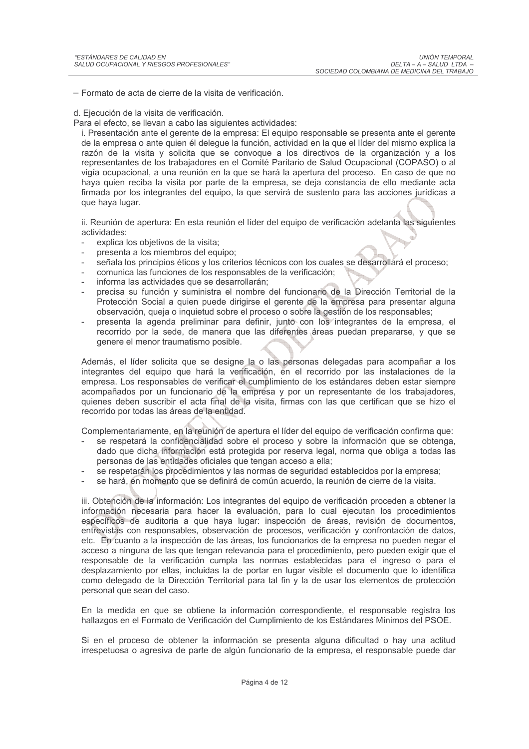– Formato de acta de cierre de la visita de verificación.

d. Ejecución de la visita de verificación.

Para el efecto, se llevan a cabo las siguientes actividades:

i. Presentación ante el gerente de la empresa: El equipo responsable se presenta ante el gerente de la empresa o ante quien él delegue la función, actividad en la que el líder del mismo explica la razón de la visita y solicita que se convoque a los directivos de la organización y a los representantes de los trabajadores en el Comité Paritario de Salud Ocupacional (COPASO) o al vigía ocupacional, a una reunión en la que se hará la apertura del proceso. En caso de que no haya quien reciba la visita por parte de la empresa, se deja constancia de ello mediante acta firmada por los integrantes del equipo, la que servirá de sustento para las acciones jurídicas a que haya lugar.

ii. Reunión de apertura: En esta reunión el líder del equipo de verificación adelanta las siguientes actividades:

- explica los objetivos de la visita;
- presenta a los miembros del equipo;
- señala los principios éticos y los criterios técnicos con los cuales se desarrollará el proceso;
- comunica las funciones de los responsables de la verificación;
- informa las actividades que se desarrollarán;
- precisa su función y suministra el nombre del funcionario de la Dirección Territorial de la Protección Social a quien puede dirigirse el gerente de la empresa para presentar alguna observación, queja o inquietud sobre el proceso o sobre la gestión de los responsables;
- presenta la agenda preliminar para definir, junto con los integrantes de la empresa, el recorrido por la sede, de manera que las diferentes áreas puedan prepararse, y que se genere el menor traumatismo posible.

Además, el líder solicita que se designe la o las personas delegadas para acompañar a los integrantes del equipo que hará la verificación, en el recorrido por las instalaciones de la empresa. Los responsables de verificar el cumplimiento de los estándares deben estar siempre acompañados por un funcionario de la empresa y por un representante de los trabajadores, quienes deben suscribir el acta final de la visita, firmas con las que certifican que se hizo el recorrido por todas las áreas de la entidad.

Complementariamente, en la reunión de apertura el líder del equipo de verificación confirma que:

- se respetará la confidencialidad sobre el proceso y sobre la información que se obtenga, dado que dicha información está protegida por reserva legal, norma que obliga a todas las personas de las entidades oficiales que tengan acceso a ella;
- se respetarán los procedimientos y las normas de seguridad establecidos por la empresa;
- se hará, en momento que se definirá de común acuerdo, la reunión de cierre de la visita.

iii. Obtención de la información: Los integrantes del equipo de verificación proceden a obtener la información necesaria para hacer la evaluación, para lo cual ejecutan los procedimientos específicos de auditoria a que haya lugar: inspección de áreas, revisión de documentos, entrevistas con responsables, observación de procesos, verificación y confrontación de datos, etc. En cuanto a la inspección de las áreas, los funcionarios de la empresa no pueden negar el acceso a ninguna de las que tengan relevancia para el procedimiento, pero pueden exigir que el responsable de la verificación cumpla las normas establecidas para el ingreso o para el desplazamiento por ellas, incluidas la de portar en lugar visible el documento que lo identifica como delegado de la Dirección Territorial para tal fin y la de usar los elementos de protección personal que sean del caso.

En la medida en que se obtiene la información correspondiente, el responsable registra los hallazgos en el Formato de Verificación del Cumplimiento de los Estándares Mínimos del PSOE.

Si en el proceso de obtener la información se presenta alguna dificultad o hay una actitud irrespetuosa o agresiva de parte de algún funcionario de la empresa, el responsable puede dar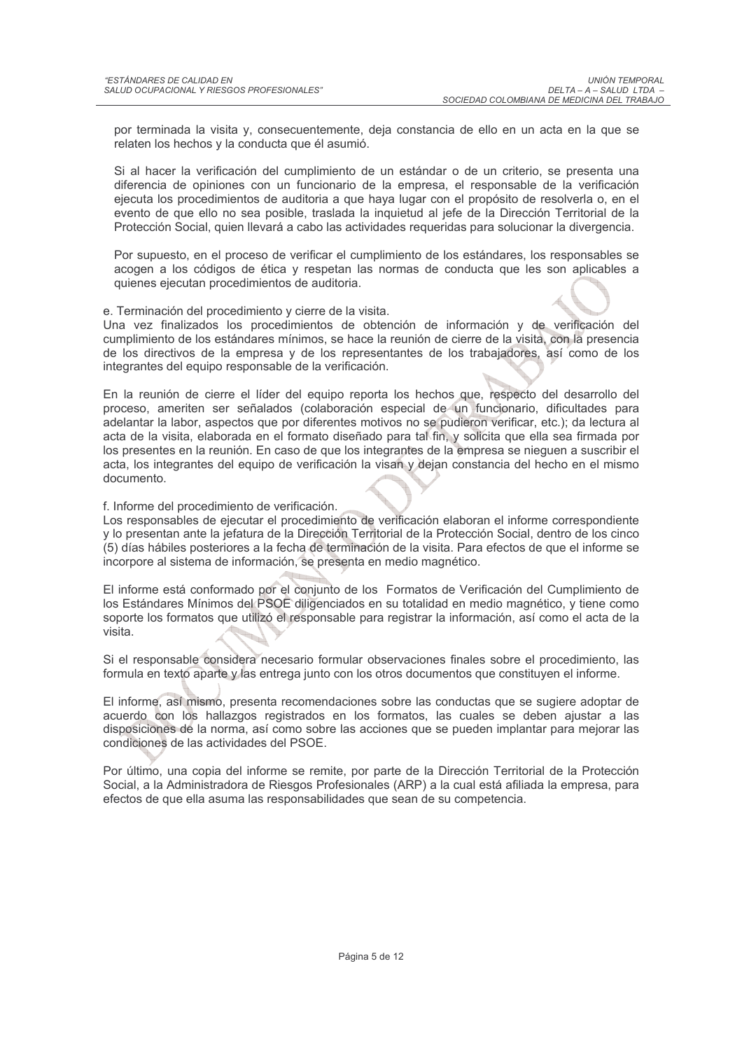por terminada la visita y, consecuentemente, deja constancia de ello en un acta en la que se relaten los hechos y la conducta que él asumió.

Si al hacer la verificación del cumplimiento de un estándar o de un criterio, se presenta una diferencia de opiniones con un funcionario de la empresa, el responsable de la verificación ejecuta los procedimientos de auditoria a que haya lugar con el propósito de resolverla o, en el evento de que ello no sea posible, traslada la inquietud al jefe de la Dirección Territorial de la Protección Social, quien llevará a cabo las actividades requeridas para solucionar la divergencia.

Por supuesto, en el proceso de verificar el cumplimiento de los estándares, los responsables se acogen a los códigos de ética y respetan las normas de conducta que les son aplicables a quienes ejecutan procedimientos de auditoria.

e. Terminación del procedimiento y cierre de la visita.
Una vez finalizados los procedimientos de obtención de información y de verificación del cumplimiento de los estándares mínimos, se hace la reunión de cierre de la visita, con la presencia de los directivos de la empresa y de los representantes de los trabajadores, así como de los integrantes del equipo responsable de la verificación.

En la reunión de cierre el líder del equipo reporta los hechos que, respecto del desarrollo del proceso, ameriten ser señalados (colaboración especial de un funcionario, dificultades para adelantar la labor, aspectos que por diferentes motivos no se pudieron verificar, etc.); da lectura al acta de la visita, elaborada en el formato diseñado para tal fin, y solicita que ella sea firmada por los presentes en la reunión. En caso de que los integrantes de la empresa se nieguen a suscribir el acta, los integrantes del equipo de verificación la visan y dejan constancia del hecho en el mismo documento.

f. Informe del procedimiento de verificación.
Los responsables de ejecutar el procedimiento de verificación elaboran el informe correspondiente y lo presentan ante la jefatura de la Dirección Territorial de la Protección Social, dentro de los cinco (5) días hábiles posteriores a la fecha de terminación de la visita. Para efectos de que el informe se incorpore al sistema de información, se presenta en medio magnético.

El informe está conformado por el conjunto de los Formatos de Verificación del Cumplimiento de los Estándares Mínimos del PSOE diligenciados en su totalidad en medio magnético, y tiene como soporte los formatos que utilizó el responsable para registrar la información, así como el acta de la visita.

Si el responsable considera necesario formular observaciones finales sobre el procedimiento, las formula en texto aparte y las entrega junto con los otros documentos que constituyen el informe.

El informe, así mismo, presenta recomendaciones sobre las conductas que se sugiere adoptar de acuerdo con los hallazgos registrados en los formatos, las cuales se deben ajustar a las disposiciones de la norma, así como sobre las acciones que se pueden implantar para mejorar las condiciones de las actividades del PSOE.

Por último, una copia del informe se remite, por parte de la Dirección Territorial de la Protección Social, a la Administradora de Riesgos Profesionales (ARP) a la cual está afiliada la empresa, para efectos de que ella asuma las responsabilidades que sean de su competencia.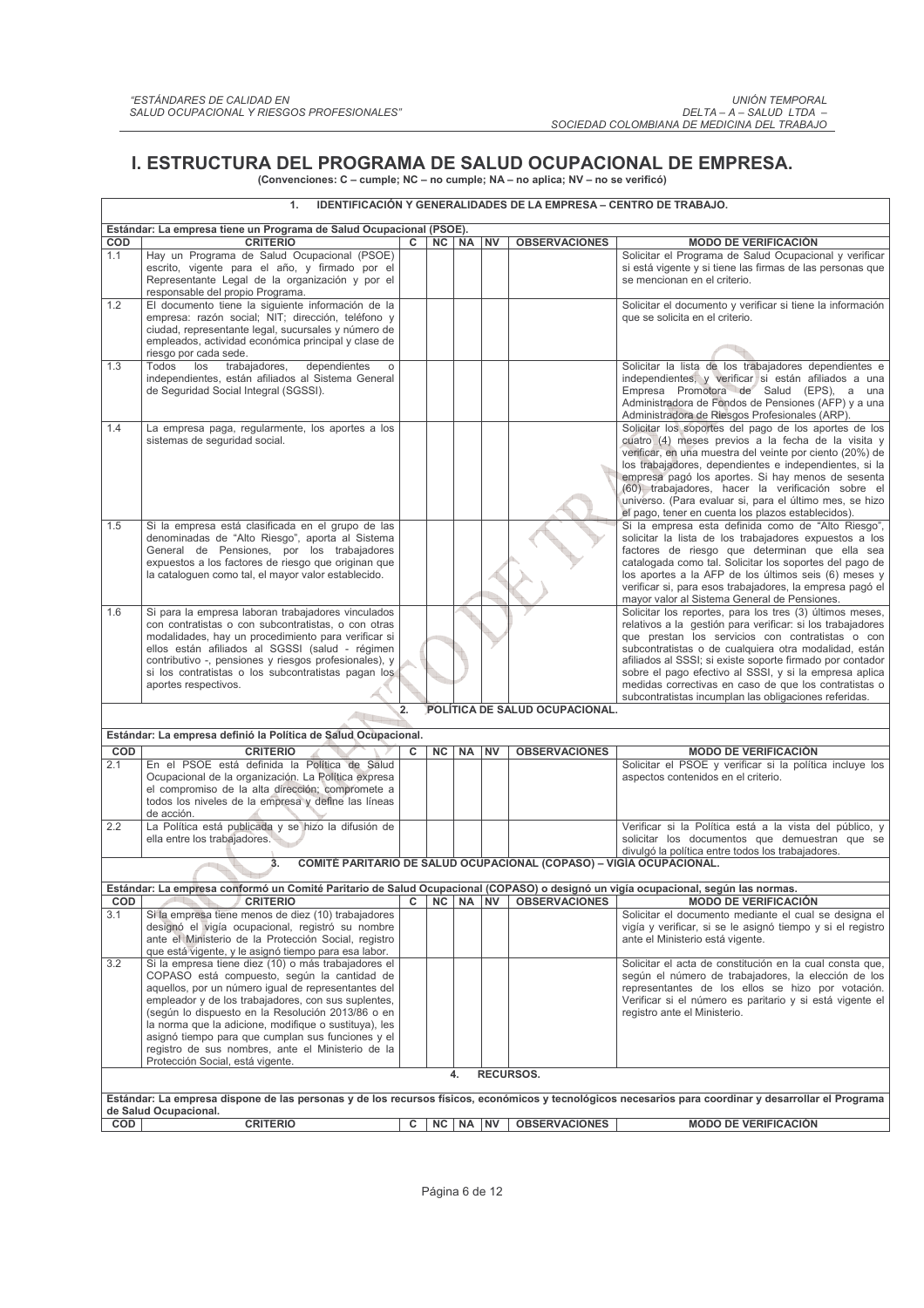# I. ESTRUCTURA DEL PROGRAMA DE SALUD OCUPACIONAL DE EMPRESA.

(Convenciones: C – cumple; NC – no cumple; NA – no aplica; NV – no se verificó)

## 1. IDENTIFICACIÓN Y GENERALIDADES DE LA EMPRESA – CENTRO DE TRABAJO.

**Estándar: La empresa tiene un Programa de Salud Ocupacional (PSOE).**

| COD | CRITERIO | C | NC | NA | NV | OBSERVACIONES | MODO DE VERIFICACIÓN |
|---|---|---|---|---|---|---|---|
| 1.1 | Hay un Programa de Salud Ocupacional (PSOE) escrito, vigente para el año, y firmado por el Representante Legal de la organización y por el responsable del propio Programa. | | | | | | Solicitar el Programa de Salud Ocupacional y verificar si está vigente y si tiene las firmas de las personas que se mencionan en el criterio. |
| 1.2 | El documento tiene la siguiente información de la empresa: razón social; NIT; dirección, teléfono y ciudad, representante legal, sucursales y número de empleados, actividad económica principal y clase de riesgo por cada sede. | | | | | | Solicitar el documento y verificar si tiene la información que se solicita en el criterio. |
| 1.3 | Todos los trabajadores, dependientes o independientes, están afiliados al Sistema General de Seguridad Social Integral (SGSSI). | | | | | | Solicitar la lista de los trabajadores dependientes e independientes, y verificar si están afiliados a una Empresa Promotora de Salud (EPS), a una Administradora de Fondos de Pensiones (AFP) y a una Administradora de Riesgos Profesionales (ARP). |
| 1.4 | La empresa paga, regularmente, los aportes a los sistemas de seguridad social. | | | | | | Solicitar los soportes del pago de los aportes de los cuatro (4) meses previos a la fecha de la visita y verificar, en una muestra del veinte por ciento (20%) de los trabajadores, dependientes e independientes, si la empresa pagó los aportes. Si hay menos de sesenta (60) trabajadores, hacer la verificación sobre el universo. (Para evaluar si, para el último mes, se hizo el pago, tener en cuenta los plazos establecidos). |
| 1.5 | Si la empresa está clasificada en el grupo de las denominadas de "Alto Riesgo", aporta al Sistema General de Pensiones, por los trabajadores expuestos a los factores de riesgo que originan que la cataloguen como tal, el mayor valor establecido. | | | | | | Si la empresa esta definida como de "Alto Riesgo", solicitar la lista de los trabajadores expuestos a los factores de riesgo que determinan que ella sea catalogada como tal. Solicitar los soportes del pago de los aportes a la AFP de los últimos seis (6) meses y verificar si, para esos trabajadores, la empresa pagó el mayor valor al Sistema General de Pensiones. |
| 1.6 | Si para la empresa laboran trabajadores vinculados con contratistas o con subcontratistas, o con otras modalidades, hay un procedimiento para verificar si ellos están afiliados al SGSSI (salud - régimen contributivo -, pensiones y riesgos profesionales), y si los contratistas o los subcontratistas pagan los aportes respectivos. | | | | | | Solicitar los reportes, para los tres (3) últimos meses, relativos a la gestión para verificar: si los trabajadores que prestan los servicios con contratistas o con subcontratistas o de cualquiera otra modalidad, están afiliados al SSSI; si existe soporte firmado por contador sobre el pago efectivo al SSSI, y si la empresa aplica medidas correctivas en caso de que los contratistas o subcontratistas incumplan las obligaciones referidas. |

## 2. POLÍTICA DE SALUD OCUPACIONAL.

**Estándar: La empresa definió la Política de Salud Ocupacional.**

| COD | CRITERIO | C | NC | NA | NV | OBSERVACIONES | MODO DE VERIFICACIÓN |
|---|---|---|---|---|---|---|---|
| 2.1 | En el PSOE está definida la Política de Salud Ocupacional de la organización. La Política expresa el compromiso de la alta dirección; compromete a todos los niveles de la empresa y define las líneas de acción. | | | | | | Solicitar el PSOE y verificar si la política incluye los aspectos contenidos en el criterio. |
| 2.2 | La Política está publicada y se hizo la difusión de ella entre los trabajadores. | | | | | | Verificar si la Política está a la vista del público, y solicitar los documentos que demuestran que se divulgó la política entre todos los trabajadores. |

## 3. COMITÉ PARITARIO DE SALUD OCUPACIONAL (COPASO) – VIGÍA OCUPACIONAL.

**Estándar: La empresa conformó un Comité Paritario de Salud Ocupacional (COPASO) o designó un vigía ocupacional, según las normas.**

| COD | CRITERIO | C | NC | NA | NV | OBSERVACIONES | MODO DE VERIFICACIÓN |
|---|---|---|---|---|---|---|---|
| 3.1 | Si la empresa tiene menos de diez (10) trabajadores designó el vigía ocupacional, registró su nombre ante el Ministerio de la Protección Social, registro que está vigente, y le asignó tiempo para esa labor. | | | | | | Solicitar el documento mediante el cual se designa el vigía y verificar, si se le asignó tiempo y si el registro ante el Ministerio está vigente. |
| 3.2 | Si la empresa tiene diez (10) o más trabajadores el COPASO está compuesto, según la cantidad de aquellos, por un número igual de representantes del empleador y de los trabajadores, con sus suplentes, (según lo dispuesto en la Resolución 2013/86 o en la norma que la adicione, modifique o sustituya), les asignó tiempo para que cumplan sus funciones y el registro de sus nombres, ante el Ministerio de la Protección Social, está vigente. | | | | | | Solicitar el acta de constitución en la cual consta que, según el número de trabajadores, la elección de los representantes de los ellos se hizo por votación. Verificar si el número es paritario y si está vigente el registro ante el Ministerio. |

## 4. RECURSOS.

**Estándar: La empresa dispone de las personas y de los recursos físicos, económicos y tecnológicos necesarios para coordinar y desarrollar el Programa de Salud Ocupacional.**

| COD | CRITERIO | C | NC | NA | NV | OBSERVACIONES | MODO DE VERIFICACIÓN |
|---|---|---|---|---|---|---|---|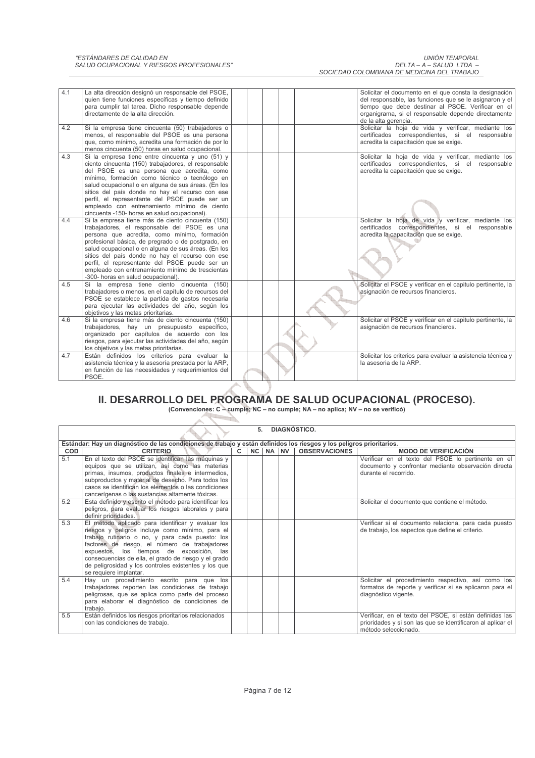| | | | | | | | |
|---|---|---|---|---|---|---|---|
| 4.1 | La alta dirección designó un responsable del PSOE, quien tiene funciones específicas y tiempo definido para cumplir tal tarea. Dicho responsable depende directamente de la alta dirección. | | | | | | Solicitar el documento en el que consta la designación del responsable, las funciones que se le asignaron y el tiempo que debe destinar al PSOE. Verificar en el organigrama, si el responsable depende directamente de la alta gerencia. |
| 4.2 | Si la empresa tiene cincuenta (50) trabajadores o menos, el responsable del PSOE es una persona que, como mínimo, acredita una formación de por lo menos cincuenta (50) horas en salud ocupacional. | | | | | | Solicitar la hoja de vida y verificar, mediante los certificados correspondientes, si el responsable acredita la capacitación que se exige. |
| 4.3 | Si la empresa tiene entre cincuenta y uno (51) y ciento cincuenta (150) trabajadores, el responsable del PSOE es una persona que acredita, como mínimo, formación como técnico o tecnólogo en salud ocupacional o en alguna de sus áreas. (En los sitios del país donde no hay el recurso con ese perfil, el representante del PSOE puede ser un empleado con entrenamiento mínimo de ciento cincuenta -150- horas en salud ocupacional). | | | | | | Solicitar la hoja de vida y verificar, mediante los certificados correspondientes, si el responsable acredita la capacitación que se exige. |
| 4.4 | Si la empresa tiene más de ciento cincuenta (150) trabajadores, el responsable del PSOE es una persona que acredita, como mínimo, formación profesional básica, de pregrado o de postgrado, en salud ocupacional o en alguna de sus áreas. (En los sitios del país donde no hay el recurso con ese perfil, el representante del PSOE puede ser un empleado con entrenamiento mínimo de trescientas -300- horas en salud ocupacional). | | | | | | Solicitar la hoja de vida y verificar, mediante los certificados correspondientes, si el responsable acredita la capacitación que se exige. |
| 4.5 | Si la empresa tiene ciento cincuenta (150) trabajadores o menos, en el capítulo de recursos del PSOE se establece la partida de gastos necesaria para ejecutar las actividades del año, según los objetivos y las metas prioritarias. | | | | | | Solicitar el PSOE y verificar en el capitulo pertinente, la asignación de recursos financieros. |
| 4.6 | Si la empresa tiene más de ciento cincuenta (150) trabajadores, hay un presupuesto específico, organizado por capítulos de acuerdo con los riesgos, para ejecutar las actividades del año, según los objetivos y las metas prioritarias. | | | | | | Solicitar el PSOE y verificar en el capitulo pertinente, la asignación de recursos financieros. |
| 4.7 | Están definidos los criterios para evaluar la asistencia técnica y la asesoría prestada por la ARP, en función de las necesidades y requerimientos del PSOE. | | | | | | Solicitar los criterios para evaluar la asistencia técnica y la asesoría de la ARP. |

## II. DESARROLLO DEL PROGRAMA DE SALUD OCUPACIONAL (PROCESO).

**(Convenciones: C – cumple; NC – no cumple; NA – no aplica; NV – no se verificó)**

**5. DIAGNÓSTICO.**

**Estándar: Hay un diagnóstico de las condiciones de trabajo y están definidos los riesgos y los peligros prioritarios.**

| COD | CRITERIO | C | NC | NA | NV | OBSERVACIONES | MODO DE VERIFICACIÓN |
|---|---|---|---|---|---|---|---|
| 5.1 | En el texto del PSOE se identifican las máquinas y equipos que se utilizan, así como las materias primas, insumos, productos finales e intermedios, subproductos y material de desecho. Para todos los casos se identifican los elementos o las condiciones cancerígenas o las sustancias altamente tóxicas. | | | | | | Verificar en el texto del PSOE lo pertinente en el documento y confrontar mediante observación directa durante el recorrido. |
| 5.2 | Esta definido y escrito el método para identificar los peligros, para evaluar los riesgos laborales y para definir prioridades. | | | | | | Solicitar el documento que contiene el método. |
| 5.3 | El método aplicado para identificar y evaluar los riesgos y peligros incluye como mínimo, para el trabajo rutinario o no, y para cada puesto: los factores de riesgo, el número de trabajadores expuestos, los tiempos de exposición, las consecuencias de ella, el grado de riesgo y el grado de peligrosidad y los controles existentes y los que se requiere implantar. | | | | | | Verificar si el documento relaciona, para cada puesto de trabajo, los aspectos que define el criterio. |
| 5.4 | Hay un procedimiento escrito para que los trabajadores reporten las condiciones de trabajo peligrosas, que se aplica como parte del proceso para elaborar el diagnóstico de condiciones de trabajo. | | | | | | Solicitar el procedimiento respectivo, así como los formatos de reporte y verificar si se aplicaron para el diagnóstico vigente. |
| 5.5 | Están definidos los riesgos prioritarios relacionados con las condiciones de trabajo. | | | | | | Verificar, en el texto del PSOE, si están definidas las prioridades y si son las que se identificaron al aplicar el método seleccionado. |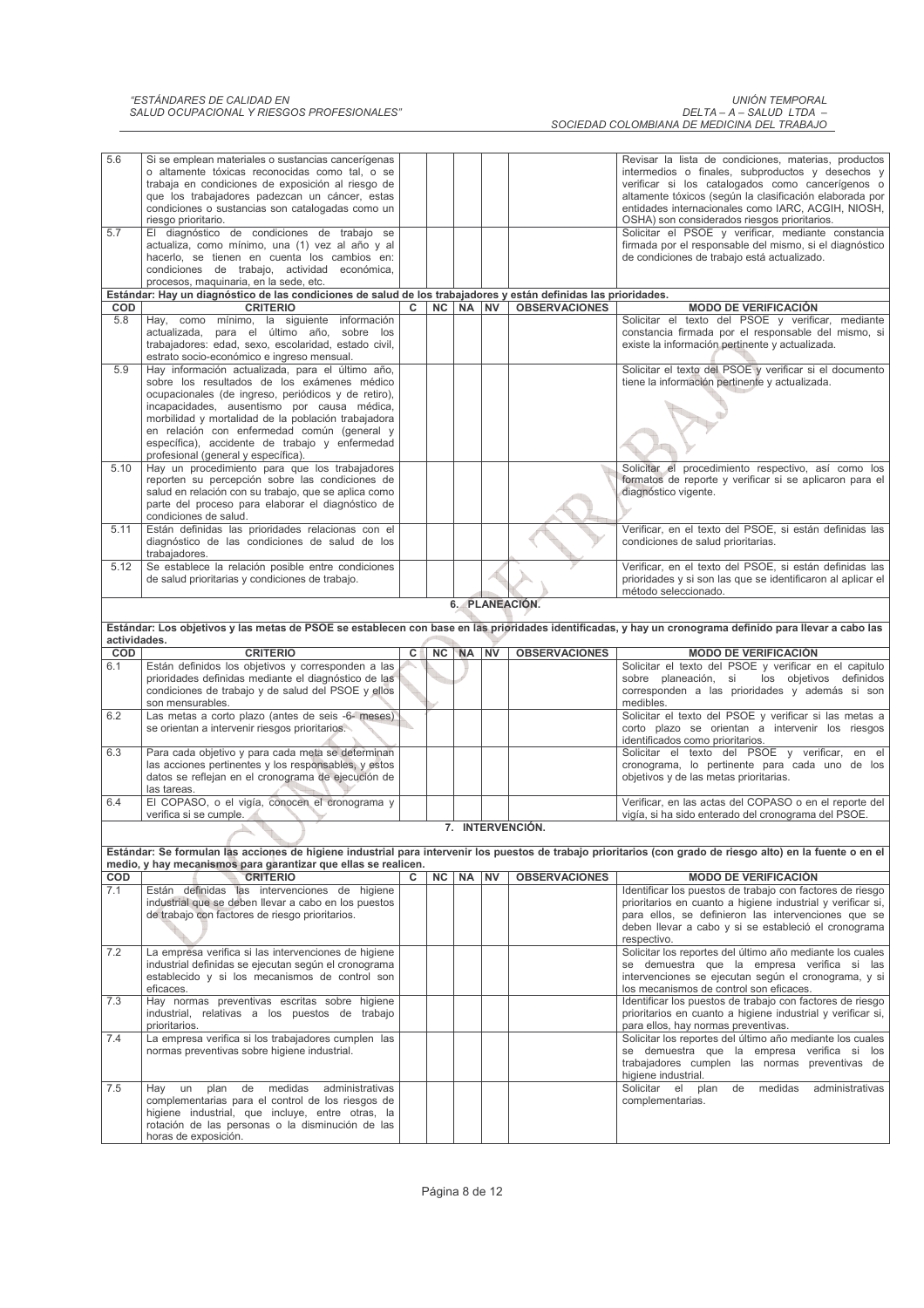| COD | CRITERIO | C | NC | NA | NV | OBSERVACIONES | MODO DE VERIFICACIÓN |
|---|---|---|---|---|---|---|---|
| 5.6 | Si se emplean materiales o sustancias cancerígenas o altamente tóxicas reconocidas como tal, o se trabaja en condiciones de exposición al riesgo de que los trabajadores padezcan un cáncer, estas condiciones o sustancias son catalogadas como un riesgo prioritario. | | | | | | Revisar la lista de condiciones, materias, productos intermedios o finales, subproductos y desechos y verificar si los catalogados como cancerígenos o altamente tóxicos (según la clasificación elaborada por entidades internacionales como IARC, ACGIH, NIOSH, OSHA) son considerados riesgos prioritarios. |
| 5.7 | El diagnóstico de condiciones de trabajo se actualiza, como mínimo, una (1) vez al año y al hacerlo, se tienen en cuenta los cambios en: condiciones de trabajo, actividad económica, procesos, maquinaria, en la sede, etc. | | | | | | Solicitar el PSOE y verificar, mediante constancia firmada por el responsable del mismo, si el diagnóstico de condiciones de trabajo está actualizado. |

**Estándar: Hay un diagnóstico de las condiciones de salud de los trabajadores y están definidas las prioridades.**

| COD | CRITERIO | C | NC | NA | NV | OBSERVACIONES | MODO DE VERIFICACIÓN |
|---|---|---|---|---|---|---|---|
| 5.8 | Hay, como mínimo, la siguiente información actualizada, para el último año, sobre los trabajadores: edad, sexo, escolaridad, estado civil, estrato socio-económico e ingreso mensual. | | | | | | Solicitar el texto del PSOE y verificar, mediante constancia firmada por el responsable del mismo, si existe la información pertinente y actualizada. |
| 5.9 | Hay información actualizada, para el último año, sobre los resultados de los exámenes médico ocupacionales (de ingreso, periódicos y de retiro), incapacidades, ausentismo por causa médica, morbilidad y mortalidad de la población trabajadora en relación con enfermedad común (general y específica), accidente de trabajo y enfermedad profesional (general y específica). | | | | | | Solicitar el texto del PSOE y verificar si el documento tiene la información pertinente y actualizada. |
| 5.10 | Hay un procedimiento para que los trabajadores reporten su percepción sobre las condiciones de salud en relación con su trabajo, que se aplica como parte del proceso para elaborar el diagnóstico de condiciones de salud. | | | | | | Solicitar el procedimiento respectivo, así como los formatos de reporte y verificar si se aplicaron para el diagnóstico vigente. |
| 5.11 | Están definidas las prioridades relacionas con el diagnóstico de las condiciones de salud de los trabajadores. | | | | | | Verificar, en el texto del PSOE, si están definidas las condiciones de salud prioritarias. |
| 5.12 | Se establece la relación posible entre condiciones de salud prioritarias y condiciones de trabajo. | | | | | | Verificar, en el texto del PSOE, si están definidas las prioridades y si son las que se identificaron al aplicar el método seleccionado. |

## 6. PLANEACIÓN.

**Estándar: Los objetivos y las metas de PSOE se establecen con base en las prioridades identificadas, y hay un cronograma definido para llevar a cabo las actividades.**

| COD | CRITERIO | C | NC | NA | NV | OBSERVACIONES | MODO DE VERIFICACIÓN |
|---|---|---|---|---|---|---|---|
| 6.1 | Están definidos los objetivos y corresponden a las prioridades definidas mediante el diagnóstico de las condiciones de trabajo y de salud del PSOE y ellos son mensurables. | | | | | | Solicitar el texto del PSOE y verificar en el capítulo sobre planeación, si los objetivos definidos corresponden a las prioridades y además si son medibles. |
| 6.2 | Las metas a corto plazo (antes de seis -6- meses) se orientan a intervenir riesgos prioritarios. | | | | | | Solicitar el texto del PSOE y verificar si las metas a corto plazo se orientan a intervenir los riesgos identificados como prioritarios. |
| 6.3 | Para cada objetivo y para cada meta se determinan las acciones pertinentes y los responsables, y estos datos se reflejan en el cronograma de ejecución de las tareas. | | | | | | Solicitar el texto del PSOE y verificar, en el cronograma, lo pertinente para cada uno de los objetivos y de las metas prioritarias. |
| 6.4 | El COPASO, o el vigía, conocen el cronograma y verifica si se cumple. | | | | | | Verificar, en las actas del COPASO o en el reporte del vigía, si ha sido enterado del cronograma del PSOE. |

## 7. INTERVENCIÓN.

**Estándar: Se formulan las acciones de higiene industrial para intervenir los puestos de trabajo prioritarios (con grado de riesgo alto) en la fuente o en el medio, y hay mecanismos para garantizar que ellas se realicen.**

| COD | CRITERIO | C | NC | NA | NV | OBSERVACIONES | MODO DE VERIFICACIÓN |
|---|---|---|---|---|---|---|---|
| 7.1 | Están definidas las intervenciones de higiene industrial que se deben llevar a cabo en los puestos de trabajo con factores de riesgo prioritarios. | | | | | | Identificar los puestos de trabajo con factores de riesgo prioritarios en cuanto a higiene industrial y verificar si, para ellos, se definieron las intervenciones que se deben llevar a cabo y si se estableció el cronograma respectivo. |
| 7.2 | La empresa verifica si las intervenciones de higiene industrial definidas se ejecutan según el cronograma establecido y si los mecanismos de control son eficaces. | | | | | | Solicitar los reportes del último año mediante los cuales se demuestra que la empresa verifica si las intervenciones se ejecutan según el cronograma, y si los mecanismos de control son eficaces. |
| 7.3 | Hay normas preventivas escritas sobre higiene industrial, relativas a los puestos de trabajo prioritarios. | | | | | | Identificar los puestos de trabajo con factores de riesgo prioritarios en cuanto a higiene industrial y verificar si, para ellos, hay normas preventivas. |
| 7.4 | La empresa verifica si los trabajadores cumplen las normas preventivas sobre higiene industrial. | | | | | | Solicitar los reportes del último año mediante los cuales se demuestra que la empresa verifica si los trabajadores cumplen las normas preventivas de higiene industrial. |
| 7.5 | Hay un plan de medidas administrativas complementarias para el control de los riesgos de higiene industrial, que incluye, entre otras, la rotación de las personas o la disminución de las horas de exposición. | | | | | | Solicitar el plan de medidas administrativas complementarias. |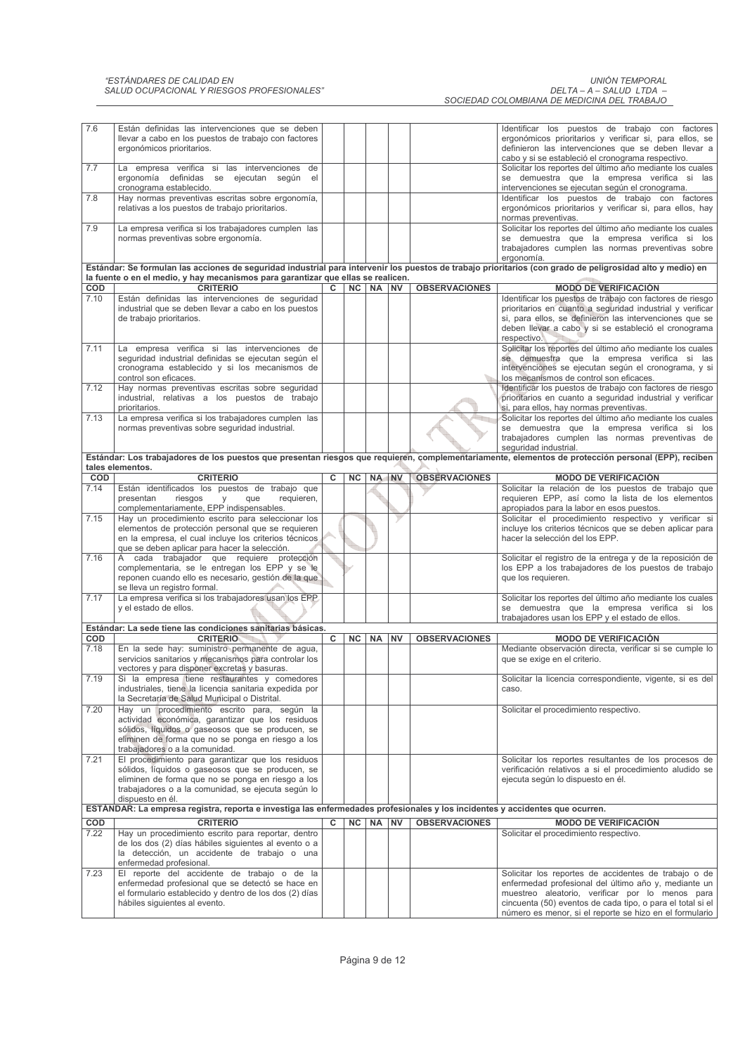| COD | CRITERIO | C | NC | NA | NV | OBSERVACIONES | MODO DE VERIFICACIÓN |
|---|---|---|---|---|---|---|---|
| 7.6 | Están definidas las intervenciones que se deben llevar a cabo en los puestos de trabajo con factores ergonómicos prioritarios. | | | | | | Identificar los puestos de trabajo con factores ergonómicos prioritarios y verificar si, para ellos, se definieron las intervenciones que se deben llevar a cabo y si se estableció el cronograma respectivo. |
| 7.7 | La empresa verifica si las intervenciones de ergonomía definidas se ejecutan según el cronograma establecido. | | | | | | Solicitar los reportes del último año mediante los cuales se demuestra que la empresa verifica si las intervenciones se ejecutan según el cronograma. |
| 7.8 | Hay normas preventivas escritas sobre ergonomía, relativas a los puestos de trabajo prioritarios. | | | | | | Identificar los puestos de trabajo con factores ergonómicos prioritarios y verificar si, para ellos, hay normas preventivas. |
| 7.9 | La empresa verifica si los trabajadores cumplen las normas preventivas sobre ergonomía. | | | | | | Solicitar los reportes del último año mediante los cuales se demuestra que la empresa verifica si los trabajadores cumplen las normas preventivas sobre ergonomía. |

**Estándar: Se formulan las acciones de seguridad industrial para intervenir los puestos de trabajo prioritarios (con grado de peligrosidad alto y medio) en la fuente o en el medio, y hay mecanismos para garantizar que ellas se realicen.**

| COD | CRITERIO | C | NC | NA | NV | OBSERVACIONES | MODO DE VERIFICACIÓN |
|---|---|---|---|---|---|---|---|
| 7.10 | Están definidas las intervenciones de seguridad industrial que se deben llevar a cabo en los puestos de trabajo prioritarios. | | | | | | Identificar los puestos de trabajo con factores de riesgo prioritarios en cuanto a seguridad industrial y verificar si, para ellos, se definieron las intervenciones que se deben llevar a cabo y si se estableció el cronograma respectivo. |
| 7.11 | La empresa verifica si las intervenciones de seguridad industrial definidas se ejecutan según el cronograma establecido y si los mecanismos de control son eficaces. | | | | | | Solicitar los reportes del último año mediante los cuales se demuestra que la empresa verifica si las intervenciones se ejecutan según el cronograma, y si los mecanismos de control son eficaces. |
| 7.12 | Hay normas preventivas escritas sobre seguridad industrial, relativas a los puestos de trabajo prioritarios. | | | | | | Identificar los puestos de trabajo con factores de riesgo prioritarios en cuanto a seguridad industrial y verificar si, para ellos, hay normas preventivas. |
| 7.13 | La empresa verifica si los trabajadores cumplen las normas preventivas sobre seguridad industrial. | | | | | | Solicitar los reportes del último año mediante los cuales se demuestra que la empresa verifica si los trabajadores cumplen las normas preventivas de seguridad industrial. |

**Estándar: Los trabajadores de los puestos que presentan riesgos que requieren, complementariamente, elementos de protección personal (EPP), reciben tales elementos.**

| COD | CRITERIO | C | NC | NA | NV | OBSERVACIONES | MODO DE VERIFICACIÓN |
|---|---|---|---|---|---|---|---|
| 7.14 | Están identificados los puestos de trabajo que presentan riesgos y que requieren, complementariamente, EPP indispensables. | | | | | | Solicitar la relación de los puestos de trabajo que requieren EPP, así como la lista de los elementos apropiados para la labor en esos puestos. |
| 7.15 | Hay un procedimiento escrito para seleccionar los elementos de protección personal que se requieren en la empresa, el cual incluye los criterios técnicos que se deben aplicar para hacer la selección. | | | | | | Solicitar el procedimiento respectivo y verificar si incluye los criterios técnicos que se deben aplicar para hacer la selección del los EPP. |
| 7.16 | A cada trabajador que requiere protección complementaria, se le entregan los EPP y se le reponen cuando ello es necesario, gestión de la que se lleva un registro formal. | | | | | | Solicitar el registro de la entrega y de la reposición de los EPP a los trabajadores de los puestos de trabajo que los requieren. |
| 7.17 | La empresa verifica si los trabajadores usan los EPP y el estado de ellos. | | | | | | Solicitar los reportes del último año mediante los cuales se demuestra que la empresa verifica si los trabajadores usan los EPP y el estado de ellos. |

**Estándar: La sede tiene las condiciones sanitarias básicas.**

| COD | CRITERIO | C | NC | NA | NV | OBSERVACIONES | MODO DE VERIFICACIÓN |
|---|---|---|---|---|---|---|---|
| 7.18 | En la sede hay: suministro permanente de agua, servicios sanitarios y mecanismos para controlar los vectores y para disponer excretas y basuras. | | | | | | Mediante observación directa, verificar si se cumple lo que se exige en el criterio. |
| 7.19 | Si la empresa tiene restaurantes y comedores industriales, tiene la licencia sanitaria expedida por la Secretaría de Salud Municipal o Distrital. | | | | | | Solicitar la licencia correspondiente, vigente, si es del caso. |
| 7.20 | Hay un procedimiento escrito para, según la actividad económica, garantizar que los residuos sólidos, líquidos o gaseosos que se producen, se eliminen de forma que no se ponga en riesgo a los trabajadores o a la comunidad. | | | | | | Solicitar el procedimiento respectivo. |
| 7.21 | El procedimiento para garantizar que los residuos sólidos, líquidos o gaseosos que se producen, se eliminen de forma que no se ponga en riesgo a los trabajadores o a la comunidad, se ejecuta según lo dispuesto en él. | | | | | | Solicitar los reportes resultantes de los procesos de verificación relativos a si el procedimiento aludido se ejecuta según lo dispuesto en él. |

**ESTÁNDAR: La empresa registra, reporta e investiga las enfermedades profesionales y los incidentes y accidentes que ocurren.**

| COD | CRITERIO | C | NC | NA | NV | OBSERVACIONES | MODO DE VERIFICACIÓN |
|---|---|---|---|---|---|---|---|
| 7.22 | Hay un procedimiento escrito para reportar, dentro de los dos (2) días hábiles siguientes al evento o a la detección, un accidente de trabajo o una enfermedad profesional. | | | | | | Solicitar el procedimiento respectivo. |
| 7.23 | El reporte del accidente de trabajo o de la enfermedad profesional que se detectó se hace en el formulario establecido y dentro de los dos (2) días hábiles siguientes al evento. | | | | | | Solicitar los reportes de accidentes de trabajo o de enfermedad profesional del último año y, mediante un muestreo aleatorio, verificar por lo menos para cincuenta (50) eventos de cada tipo, o para el total si el número es menor, si el reporte se hizo en el formulario |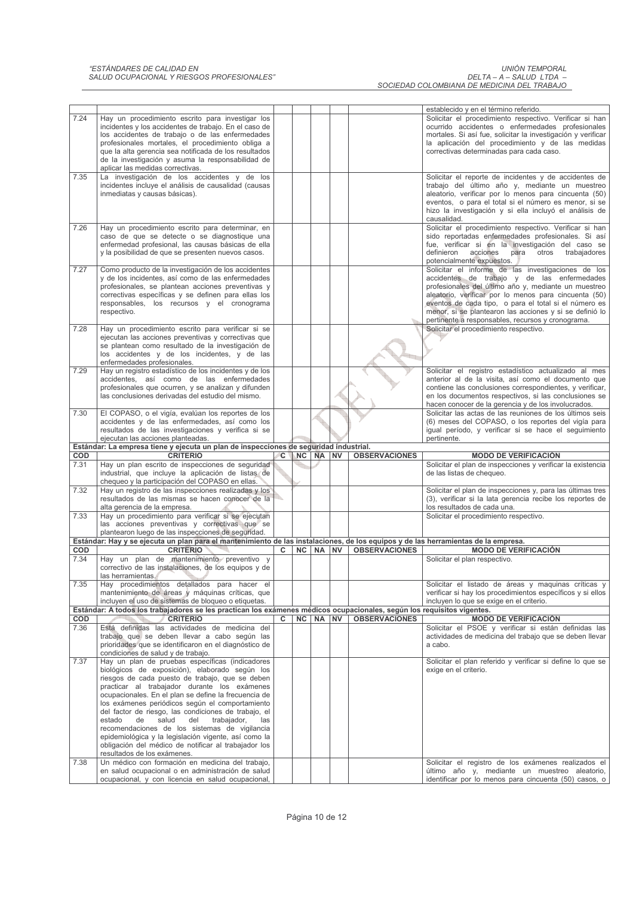| | | | | | | | establecido y en el término referido. |
|---|---|---|---|---|---|---|---|
| 7.24 | Hay un procedimiento escrito para investigar los incidentes y los accidentes de trabajo. En el caso de los accidentes de trabajo o de las enfermedades profesionales mortales, el procedimiento obliga a que la alta gerencia sea notificada de los resultados de la investigación y asuma la responsabilidad de aplicar las medidas correctivas. | | | | | | Solicitar el procedimiento respectivo. Verificar si han ocurrido accidentes o enfermedades profesionales mortales. Si así fue, solicitar la investigación y verificar la aplicación del procedimiento y de las medidas correctivas determinadas para cada caso. |
| 7.35 | La investigación de los accidentes y de los incidentes incluye el análisis de causalidad (causas inmediatas y causas básicas). | | | | | | Solicitar el reporte de incidentes y de accidentes de trabajo del último año y, mediante un muestreo aleatorio, verificar por lo menos para cincuenta (50) eventos, o para el total si el número es menor, si se hizo la investigación y si ella incluyó el análisis de causalidad. |
| 7.26 | Hay un procedimiento escrito para determinar, en caso de que se detecte o se diagnostique una enfermedad profesional, las causas básicas de ella y la posibilidad de que se presenten nuevos casos. | | | | | | Solicitar el procedimiento respectivo. Verificar si han sido reportadas enfermedades profesionales. Si así fue, verificar si en la investigación del caso se definieron acciones para otros trabajadores potencialmente expuestos. |
| 7.27 | Como producto de la investigación de los accidentes y de los incidentes, así como de las enfermedades profesionales, se plantean acciones preventivas y correctivas específicas y se definen para ellas los responsables, los recursos y el cronograma respectivo. | | | | | | Solicitar el informe de las investigaciones de los accidentes de trabajo y de las enfermedades profesionales del último año y, mediante un muestreo aleatorio, verificar por lo menos para cincuenta (50) eventos de cada tipo, o para el total si el número es menor, si se plantearon las acciones y si se definió lo pertinente a responsables, recursos y cronograma. |
| 7.28 | Hay un procedimiento escrito para verificar si se ejecutan las acciones preventivas y correctivas que se plantean como resultado de la investigación de los accidentes y de los incidentes, y de las enfermedades profesionales. | | | | | | Solicitar el procedimiento respectivo. |
| 7.29 | Hay un registro estadístico de los incidentes y de los accidentes, así como de las enfermedades profesionales que ocurren, y se analizan y difunden las conclusiones derivadas del estudio del mismo. | | | | | | Solicitar el registro estadístico actualizado al mes anterior al de la visita, así como el documento que contiene las conclusiones correspondientes, y verificar, en los documentos respectivos, si las conclusiones se hacen conocer de la gerencia y de los involucrados. |
| 7.30 | El COPASO, o el vigía, evalúan los reportes de los accidentes y de las enfermedades, así como los resultados de las investigaciones y verifica si se ejecutan las acciones planteadas. | | | | | | Solicitar las actas de las reuniones de los últimos seis (6) meses del COPASO, o los reportes del vigía para igual período, y verificar si se hace el seguimiento pertinente. |
| **Estándar: La empresa tiene y ejecuta un plan de inspecciones de seguridad industrial.** | | | | | | | |
| **COD** | **CRITERIO** | **C** | **NC** | **NA** | **NV** | **OBSERVACIONES** | **MODO DE VERIFICACIÓN** |
| 7.31 | Hay un plan escrito de inspecciones de seguridad industrial, que incluye la aplicación de listas de chequeo y la participación del COPASO en ellas. | | | | | | Solicitar el plan de inspecciones y verificar la existencia de las listas de chequeo. |
| 7.32 | Hay un registro de las inspecciones realizadas y los resultados de las mismas se hacen conocer de la alta gerencia de la empresa. | | | | | | Solicitar el plan de inspecciones y, para las últimas tres (3), verificar si la lata gerencia recibe los reportes de los resultados de cada una. |
| 7.33 | Hay un procedimiento para verificar si se ejecutan las acciones preventivas y correctivas que se plantearon luego de las inspecciones de seguridad. | | | | | | Solicitar el procedimiento respectivo. |
| **Estándar: Hay y se ejecuta un plan para el mantenimiento de las instalaciones, de los equipos y de las herramientas de la empresa.** | | | | | | | |
| **COD** | **CRITERIO** | **C** | **NC** | **NA** | **NV** | **OBSERVACIONES** | **MODO DE VERIFICACIÓN** |
| 7.34 | Hay un plan de mantenimiento preventivo y correctivo de las instalaciones, de los equipos y de las herramientas. | | | | | | Solicitar el plan respectivo. |
| 7.35 | Hay procedimientos detallados para hacer el mantenimiento de áreas y máquinas críticas, que incluyen el uso de sistemas de bloqueo o etiquetas. | | | | | | Solicitar el listado de áreas y maquinas críticas y verificar si hay los procedimientos específicos y si ellos incluyen lo que se exige en el criterio. |
| **Estándar: A todos los trabajadores se les practican los exámenes médicos ocupacionales, según los requisitos vigentes.** | | | | | | | |
| **COD** | **CRITERIO** | **C** | **NC** | **NA** | **NV** | **OBSERVACIONES** | **MODO DE VERIFICACIÓN** |
| 7.36 | Está definidas las actividades de medicina del trabajo que se deben llevar a cabo según las prioridades que se identificaron en el diagnóstico de condiciones de salud y de trabajo. | | | | | | Solicitar el PSOE y verificar si están definidas las actividades de medicina del trabajo que se deben llevar a cabo. |
| 7.37 | Hay un plan de pruebas específicas (indicadores biológicos de exposición), elaborado según los riesgos de cada puesto de trabajo, que se deben practicar al trabajador durante los exámenes ocupacionales. En el plan se define la frecuencia de los exámenes periódicos según el comportamiento del factor de riesgo, las condiciones de trabajo, el estado de salud del trabajador, las recomendaciones de los sistemas de vigilancia epidemiológica y la legislación vigente, así como la obligación del médico de notificar al trabajador los resultados de los exámenes. | | | | | | Solicitar el plan referido y verificar si define lo que se exige en el criterio. |
| 7.38 | Un médico con formación en medicina del trabajo, en salud ocupacional o en administración de salud ocupacional, y con licencia en salud ocupacional, | | | | | | Solicitar el registro de los exámenes realizados el último año y, mediante un muestreo aleatorio, identificar por lo menos para cincuenta (50) casos, o |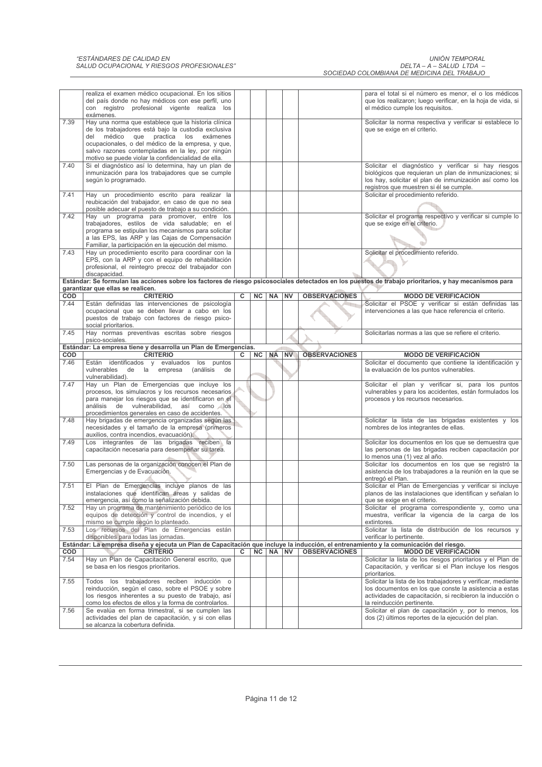| COD | CRITERIO | C | NC | NA | NV | OBSERVACIONES | MODO DE VERIFICACIÓN |
|---|---|---|---|---|---|---|---|
| | realiza el examen médico ocupacional. En los sitios del país donde no hay médicos con ese perfil, uno con registro profesional vigente realiza los exámenes. | | | | | | para el total si el número es menor, el o los médicos que los realizaron; luego verificar, en la hoja de vida, si el médico cumple los requisitos. |
| 7.39 | Hay una norma que establece que la historia clínica de los trabajadores está bajo la custodia exclusiva del médico que practica los exámenes ocupacionales, o del médico de la empresa, y que, salvo razones contempladas en la ley, por ningún motivo se puede violar la confidencialidad de ella. | | | | | | Solicitar la norma respectiva y verificar si establece lo que se exige en el criterio. |
| 7.40 | Si el diagnóstico así lo determina, hay un plan de inmunización para los trabajadores que se cumple según lo programado. | | | | | | Solicitar el diagnóstico y verificar si hay riesgos biológicos que requieran un plan de inmunizaciones; si los hay, solicitar el plan de inmunización así como los registros que muestren si él se cumple. |
| 7.41 | Hay un procedimiento escrito para realizar la reubicación del trabajador, en caso de que no sea posible adecuar el puesto de trabajo a su condición. | | | | | | Solicitar el procedimiento referido. |
| 7.42 | Hay un programa para promover, entre los trabajadores, estilos de vida saludable; en el programa se estipulan los mecanismos para solicitar a las EPS, las ARP y las Cajas de Compensación Familiar, la participación en la ejecución del mismo. | | | | | | Solicitar el programa respectivo y verificar si cumple lo que se exige en el criterio. |
| 7.43 | Hay un procedimiento escrito para coordinar con la EPS, con la ARP y con el equipo de rehabilitación profesional, el reintegro precoz del trabajador con discapacidad. | | | | | | Solicitar el procedimiento referido. |

**Estándar: Se formulan las acciones sobre los factores de riesgo psicosociales detectados en los puestos de trabajo prioritarios, y hay mecanismos para garantizar que ellas se realicen.**

| COD | CRITERIO | C | NC | NA | NV | OBSERVACIONES | MODO DE VERIFICACIÓN |
|---|---|---|---|---|---|---|---|
| 7.44 | Están definidas las intervenciones de psicología ocupacional que se deben llevar a cabo en los puestos de trabajo con factores de riesgo psico-social prioritarios. | | | | | | Solicitar el PSOE y verificar si están definidas las intervenciones a las que hace referencia el criterio. |
| 7.45 | Hay normas preventivas escritas sobre riesgos psico-sociales. | | | | | | Solicitarlas normas a las que se refiere el criterio. |

**Estándar: La empresa tiene y desarrolla un Plan de Emergencias.**

| COD | CRITERIO | C | NC | NA | NV | OBSERVACIONES | MODO DE VERIFICACIÓN |
|---|---|---|---|---|---|---|---|
| 7.46 | Están identificados y evaluados los puntos vulnerables de la empresa (análisis de vulnerabilidad). | | | | | | Solicitar el documento que contiene la identificación y la evaluación de los puntos vulnerables. |
| 7.47 | Hay un Plan de Emergencias que incluye los procesos, los simulacros y los recursos necesarios para manejar los riesgos que se identificaron en el análisis de vulnerabilidad, así como los procedimientos generales en caso de accidentes. | | | | | | Solicitar el plan y verificar si, para los puntos vulnerables y para los accidentes, están formulados los procesos y los recursos necesarios. |
| 7.48 | Hay brigadas de emergencia organizadas según las necesidades y el tamaño de la empresa (primeros auxilios, contra incendios, evacuación). | | | | | | Solicitar la lista de las brigadas existentes y los nombres de los integrantes de ellas. |
| 7.49 | Los integrantes de las brigadas reciben la capacitación necesaria para desempeñar su tarea. | | | | | | Solicitar los documentos en los que se demuestra que las personas de las brigadas reciben capacitación por lo menos una (1) vez al año. |
| 7.50 | Las personas de la organización conocen el Plan de Emergencias y de Evacuación. | | | | | | Solicitar los documentos en los que se registró la asistencia de los trabajadores a la reunión en la que se entregó el Plan. |
| 7.51 | El Plan de Emergencias incluye planos de las instalaciones que identifican áreas y salidas de emergencia, así como la señalización debida. | | | | | | Solicitar el Plan de Emergencias y verificar si incluye planos de las instalaciones que identifican y señalan lo que se exige en el criterio. |
| 7.52 | Hay un programa de mantenimiento periódico de los equipos de detección y control de incendios, y el mismo se cumple según lo planteado. | | | | | | Solicitar el programa correspondiente y, como una muestra, verificar la vigencia de la carga de los extintores. |
| 7.53 | Los recursos del Plan de Emergencias están disponibles para todas las jornadas. | | | | | | Solicitar la lista de distribución de los recursos y verificar lo pertinente. |

**Estándar: La empresa diseña y ejecuta un Plan de Capacitación que incluye la inducción, el entrenamiento y la comunicación del riesgo.**

| COD | CRITERIO | C | NC | NA | NV | OBSERVACIONES | MODO DE VERIFICACIÓN |
|---|---|---|---|---|---|---|---|
| 7.54 | Hay un Plan de Capacitación General escrito, que se basa en los riesgos prioritarios. | | | | | | Solicitar la lista de los riesgos prioritarios y el Plan de Capacitación, y verificar si el Plan incluye los riesgos prioritarios. |
| 7.55 | Todos los trabajadores reciben inducción o reinducción, según el caso, sobre el PSOE y sobre los riesgos inherentes a su puesto de trabajo, así como los efectos de ellos y la forma de controlarlos. | | | | | | Solicitar la lista de los trabajadores y verificar, mediante los documentos en los que conste la asistencia a estas actividades de capacitación, si recibieron la inducción o la reinducción pertinente. |
| 7.56 | Se evalúa en forma trimestral, si se cumplen las actividades del plan de capacitación, y si con ellas se alcanza la cobertura definida. | | | | | | Solicitar el plan de capacitación y, por lo menos, los dos (2) últimos reportes de la ejecución del plan. |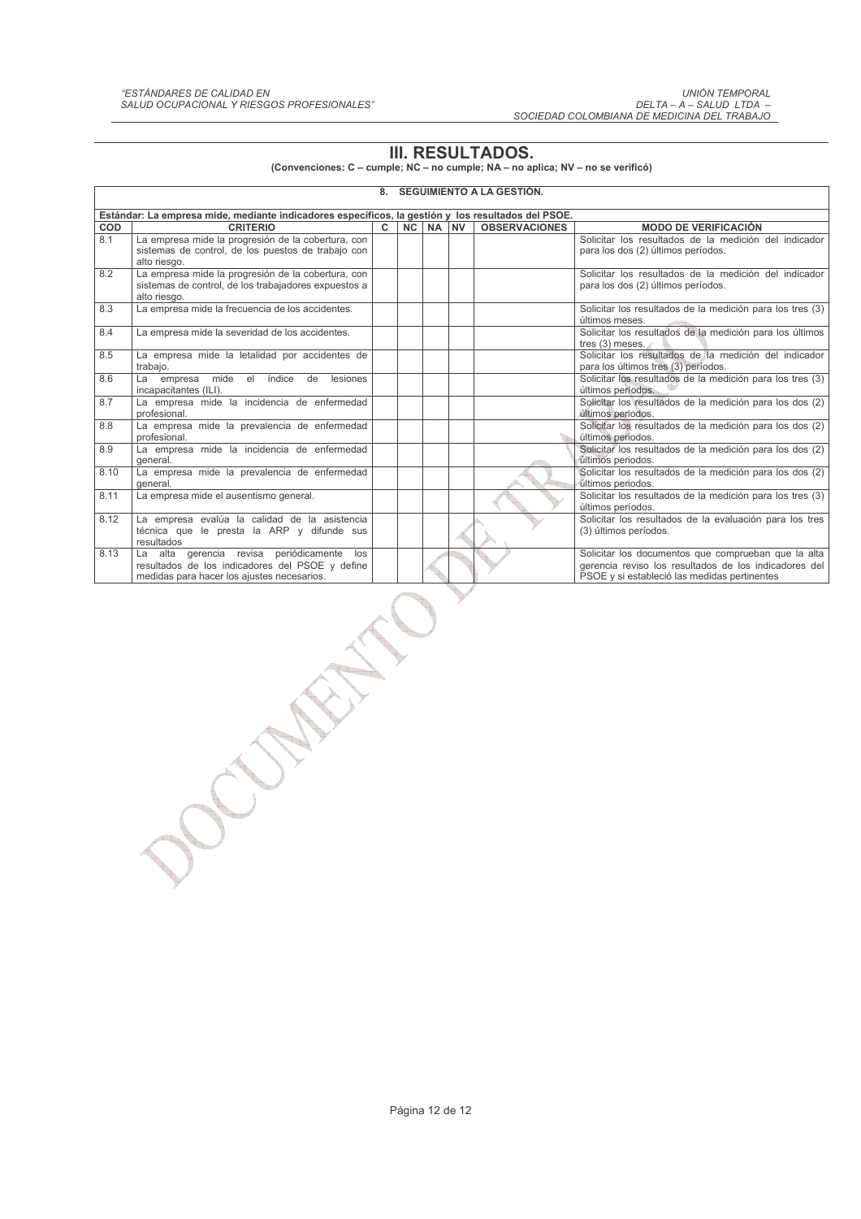# III. RESULTADOS.

**(Convenciones: C – cumple; NC – no cumple; NA – no aplica; NV – no se verificó)**

| 8. SEGUIMIENTO A LA GESTIÓN. | | | | | | | |
|---|---|---|---|---|---|---|---|
| **Estándar: La empresa mide, mediante indicadores específicos, la gestión y los resultados del PSOE.** | | | | | | | |
| **COD** | **CRITERIO** | **C** | **NC** | **NA** | **NV** | **OBSERVACIONES** | **MODO DE VERIFICACIÓN** |
| 8.1 | La empresa mide la progresión de la cobertura, con sistemas de control, de los puestos de trabajo con alto riesgo. | | | | | | Solicitar los resultados de la medición del indicador para los dos (2) últimos períodos. |
| 8.2 | La empresa mide la progresión de la cobertura, con sistemas de control, de los trabajadores expuestos a alto riesgo. | | | | | | Solicitar los resultados de la medición del indicador para los dos (2) últimos períodos. |
| 8.3 | La empresa mide la frecuencia de los accidentes. | | | | | | Solicitar los resultados de la medición para los tres (3) últimos meses. |
| 8.4 | La empresa mide la severidad de los accidentes. | | | | | | Solicitar los resultados de la medición para los últimos tres (3) meses. |
| 8.5 | La empresa mide la letalidad por accidentes de trabajo. | | | | | | Solicitar los resultados de la medición del indicador para los últimos tres (3) períodos. |
| 8.6 | La empresa mide el índice de lesiones incapacitantes (ILI). | | | | | | Solicitar los resultados de la medición para los tres (3) últimos periodos. |
| 8.7 | La empresa mide la incidencia de enfermedad profesional. | | | | | | Solicitar los resultados de la medición para los dos (2) últimos periodos. |
| 8.8 | La empresa mide la prevalencia de enfermedad profesional. | | | | | | Solicitar los resultados de la medición para los dos (2) últimos periodos. |
| 8.9 | La empresa mide la incidencia de enfermedad general. | | | | | | Solicitar los resultados de la medición para los dos (2) últimos periodos. |
| 8.10 | La empresa mide la prevalencia de enfermedad general. | | | | | | Solicitar los resultados de la medición para los dos (2) últimos periodos. |
| 8.11 | La empresa mide el ausentismo general. | | | | | | Solicitar los resultados de la medición para los tres (3) últimos períodos. |
| 8.12 | La empresa evalúa la calidad de la asistencia técnica que le presta la ARP y difunde sus resultados | | | | | | Solicitar los resultados de la evaluación para los tres (3) últimos períodos. |
| 8.13 | La alta gerencia revisa periódicamente los resultados de los indicadores del PSOE y define medidas para hacer los ajustes necesarios. | | | | | | Solicitar los documentos que comprueban que la alta gerencia reviso los resultados de los indicadores del PSOE y si estableció las medidas pertinentes |